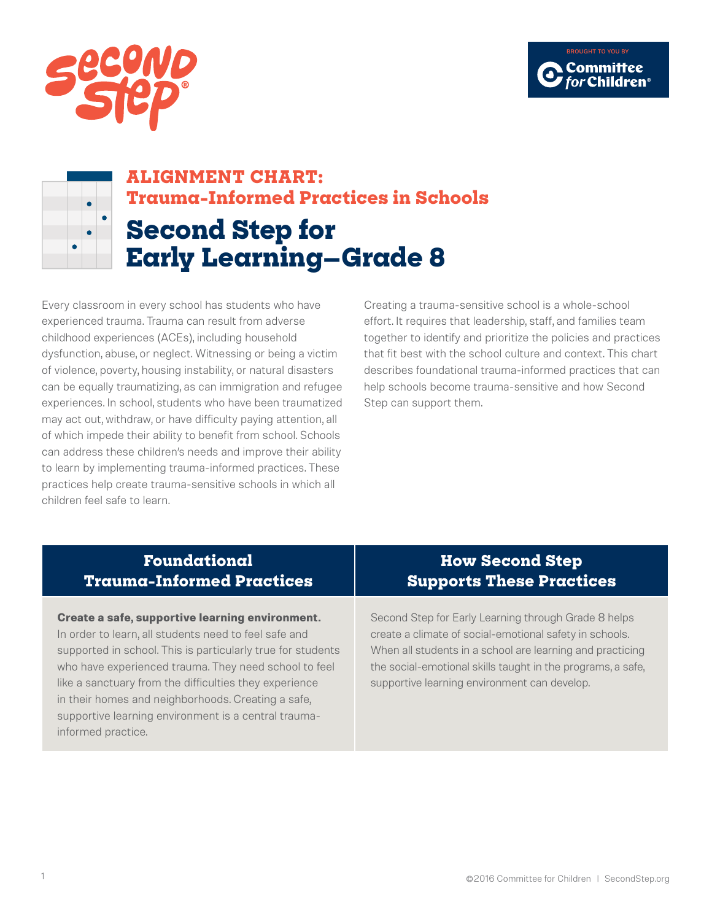Second Step

BROUGHT TO YOU BY Committee for Children

## ALIGNMENT CHART: Trauma-Informed Practices in Schools

# Second Step for Early Learning–Grade 8

Every classroom in every school has students who have experienced trauma. Trauma can result from adverse childhood experiences (ACEs), including household dysfunction, abuse, or neglect. Witnessing or being a victim of violence, poverty, housing instability, or natural disasters can be equally traumatizing, as can immigration and refugee experiences. In school, students who have been traumatized may act out, withdraw, or have difficulty paying attention, all of which impede their ability to benefit from school. Schools can address these children's needs and improve their ability to learn by implementing trauma-informed practices. These practices help create trauma-sensitive schools in which all children feel safe to learn.

Creating a trauma-sensitive school is a whole-school effort. It requires that leadership, staff, and families team together to identify and prioritize the policies and practices that fit best with the school culture and context. This chart describes foundational trauma-informed practices that can help schools become trauma-sensitive and how Second Step can support them.

| Foundational Trauma-Informed Practices | How Second Step Supports These Practices |
|---|---|
| **Create a safe, supportive learning environment.** In order to learn, all students need to feel safe and supported in school. This is particularly true for students who have experienced trauma. They need school to feel like a sanctuary from the difficulties they experience in their homes and neighborhoods. Creating a safe, supportive learning environment is a central trauma-informed practice. | Second Step for Early Learning through Grade 8 helps create a climate of social-emotional safety in schools. When all students in a school are learning and practicing the social-emotional skills taught in the programs, a safe, supportive learning environment can develop. |

©2016 Committee for Children | SecondStep.org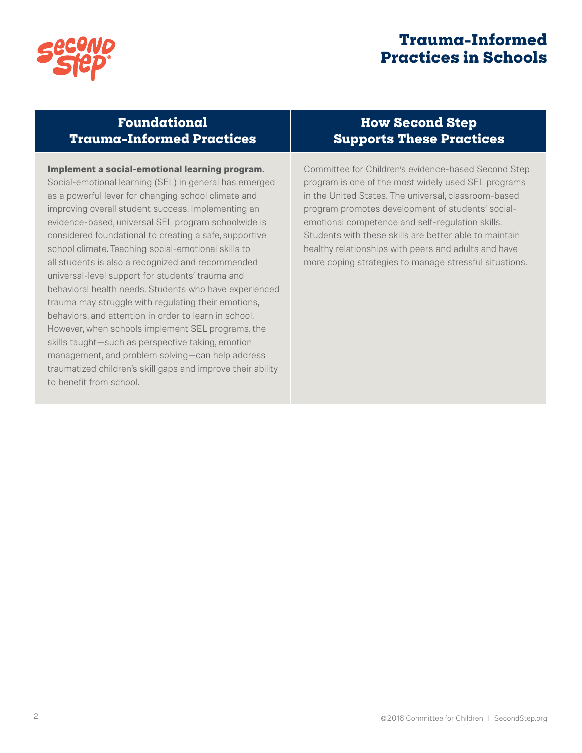# Trauma-Informed Practices in Schools

| Foundational Trauma-Informed Practices | How Second Step Supports These Practices |
|---|---|
| **Implement a social-emotional learning program.** Social-emotional learning (SEL) in general has emerged as a powerful lever for changing school climate and improving overall student success. Implementing an evidence-based, universal SEL program schoolwide is considered foundational to creating a safe, supportive school climate. Teaching social-emotional skills to all students is also a recognized and recommended universal-level support for students' trauma and behavioral health needs. Students who have experienced trauma may struggle with regulating their emotions, behaviors, and attention in order to learn in school. However, when schools implement SEL programs, the skills taught—such as perspective taking, emotion management, and problem solving—can help address traumatized children's skill gaps and improve their ability to benefit from school. | Committee for Children's evidence-based Second Step program is one of the most widely used SEL programs in the United States. The universal, classroom-based program promotes development of students' social-emotional competence and self-regulation skills. Students with these skills are better able to maintain healthy relationships with peers and adults and have more coping strategies to manage stressful situations. |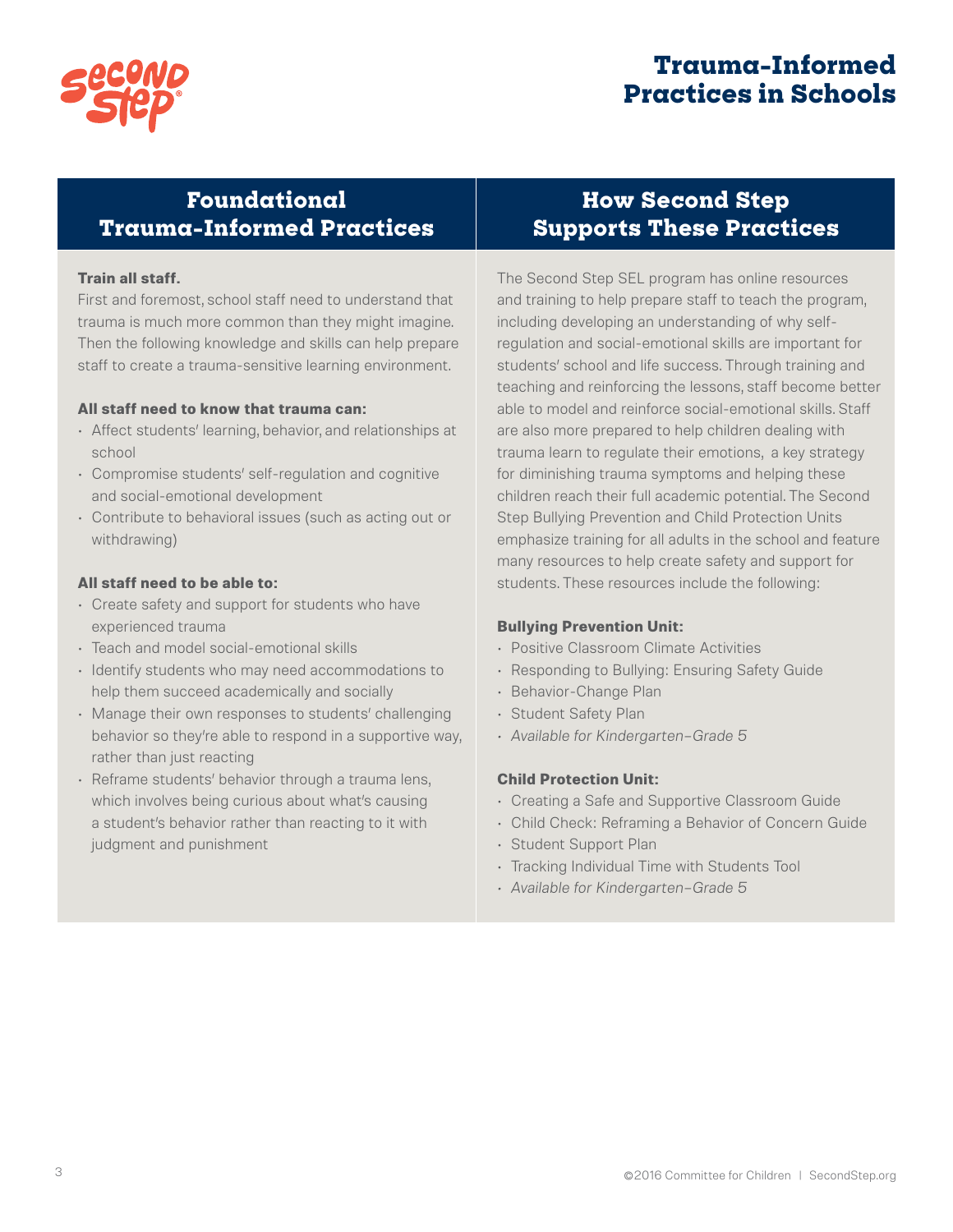# Trauma-Informed Practices in Schools

## Foundational Trauma-Informed Practices

**Train all staff.**

First and foremost, school staff need to understand that trauma is much more common than they might imagine. Then the following knowledge and skills can help prepare staff to create a trauma-sensitive learning environment.

**All staff need to know that trauma can:**

- Affect students' learning, behavior, and relationships at school
- Compromise students' self-regulation and cognitive and social-emotional development
- Contribute to behavioral issues (such as acting out or withdrawing)

**All staff need to be able to:**

- Create safety and support for students who have experienced trauma
- Teach and model social-emotional skills
- Identify students who may need accommodations to help them succeed academically and socially
- Manage their own responses to students' challenging behavior so they're able to respond in a supportive way, rather than just reacting
- Reframe students' behavior through a trauma lens, which involves being curious about what's causing a student's behavior rather than reacting to it with judgment and punishment

## How Second Step Supports These Practices

The Second Step SEL program has online resources and training to help prepare staff to teach the program, including developing an understanding of why self-regulation and social-emotional skills are important for students' school and life success. Through training and teaching and reinforcing the lessons, staff become better able to model and reinforce social-emotional skills. Staff are also more prepared to help children dealing with trauma learn to regulate their emotions, a key strategy for diminishing trauma symptoms and helping these children reach their full academic potential. The Second Step Bullying Prevention and Child Protection Units emphasize training for all adults in the school and feature many resources to help create safety and support for students. These resources include the following:

**Bullying Prevention Unit:**

- Positive Classroom Climate Activities
- Responding to Bullying: Ensuring Safety Guide
- Behavior-Change Plan
- Student Safety Plan
- *Available for Kindergarten–Grade 5*

**Child Protection Unit:**

- Creating a Safe and Supportive Classroom Guide
- Child Check: Reframing a Behavior of Concern Guide
- Student Support Plan
- Tracking Individual Time with Students Tool
- *Available for Kindergarten–Grade 5*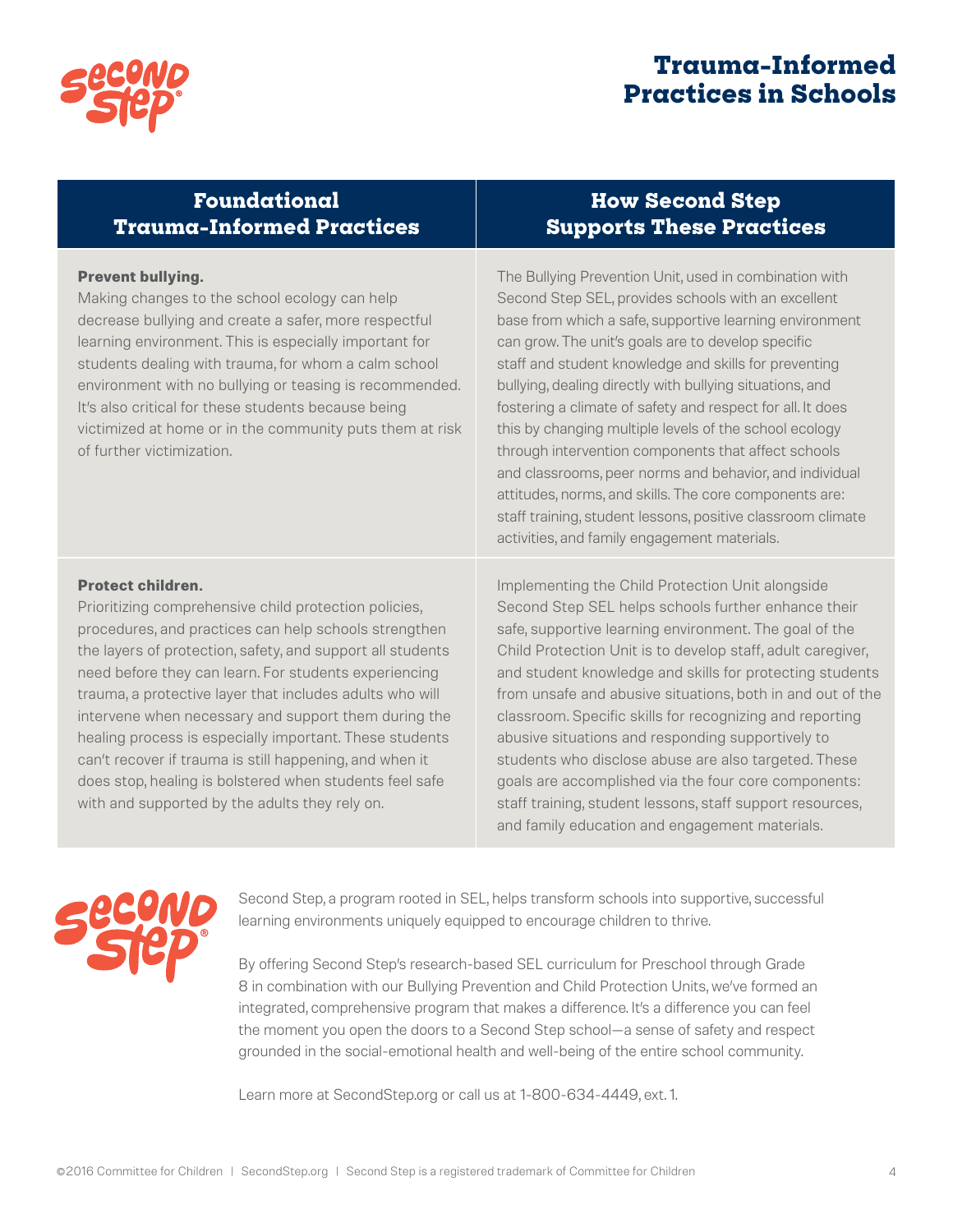# Trauma-Informed Practices in Schools

| Foundational Trauma-Informed Practices | How Second Step Supports These Practices |
| --- | --- |
| **Prevent bullying.** Making changes to the school ecology can help decrease bullying and create a safer, more respectful learning environment. This is especially important for students dealing with trauma, for whom a calm school environment with no bullying or teasing is recommended. It's also critical for these students because being victimized at home or in the community puts them at risk of further victimization. | The Bullying Prevention Unit, used in combination with Second Step SEL, provides schools with an excellent base from which a safe, supportive learning environment can grow. The unit's goals are to develop specific staff and student knowledge and skills for preventing bullying, dealing directly with bullying situations, and fostering a climate of safety and respect for all. It does this by changing multiple levels of the school ecology through intervention components that affect schools and classrooms, peer norms and behavior, and individual attitudes, norms, and skills. The core components are: staff training, student lessons, positive classroom climate activities, and family engagement materials. |
| **Protect children.** Prioritizing comprehensive child protection policies, procedures, and practices can help schools strengthen the layers of protection, safety, and support all students need before they can learn. For students experiencing trauma, a protective layer that includes adults who will intervene when necessary and support them during the healing process is especially important. These students can't recover if trauma is still happening, and when it does stop, healing is bolstered when students feel safe with and supported by the adults they rely on. | Implementing the Child Protection Unit alongside Second Step SEL helps schools further enhance their safe, supportive learning environment. The goal of the Child Protection Unit is to develop staff, adult caregiver, and student knowledge and skills for protecting students from unsafe and abusive situations, both in and out of the classroom. Specific skills for recognizing and reporting abusive situations and responding supportively to students who disclose abuse are also targeted. These goals are accomplished via the four core components: staff training, student lessons, staff support resources, and family education and engagement materials. |

Second Step, a program rooted in SEL, helps transform schools into supportive, successful learning environments uniquely equipped to encourage children to thrive.

By offering Second Step's research-based SEL curriculum for Preschool through Grade 8 in combination with our Bullying Prevention and Child Protection Units, we've formed an integrated, comprehensive program that makes a difference. It's a difference you can feel the moment you open the doors to a Second Step school—a sense of safety and respect grounded in the social-emotional health and well-being of the entire school community.

Learn more at SecondStep.org or call us at 1-800-634-4449, ext. 1.